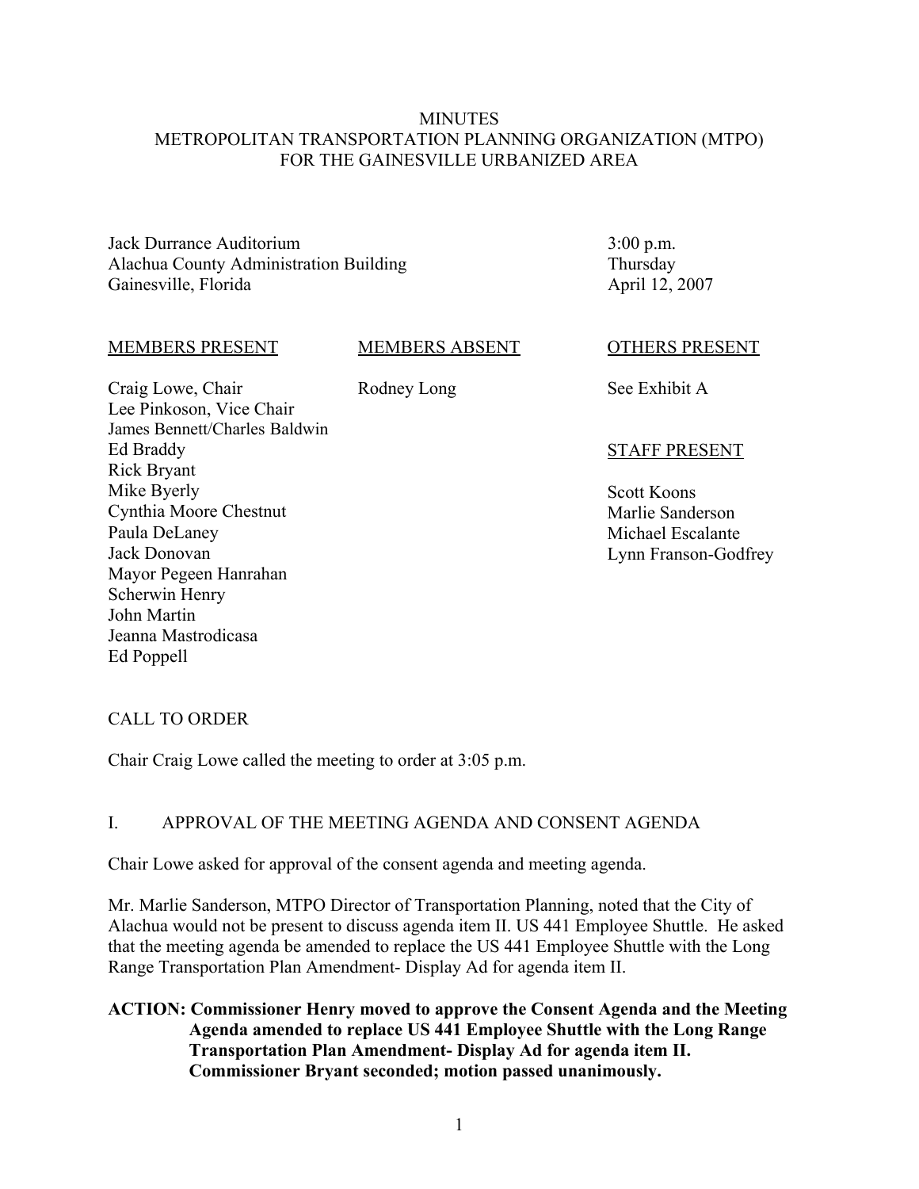# MINUTES
# METROPOLITAN TRANSPORTATION PLANNING ORGANIZATION (MTPO)
# FOR THE GAINESVILLE URBANIZED AREA

Jack Durrance Auditorium
Alachua County Administration Building
Gainesville, Florida

3:00 p.m.
Thursday
April 12, 2007

| MEMBERS PRESENT | MEMBERS ABSENT | OTHERS PRESENT |
| --- | --- | --- |
| Craig Lowe, Chair | Rodney Long | See Exhibit A |
| Lee Pinkoson, Vice Chair | | |
| James Bennett/Charles Baldwin | | |
| Ed Braddy | | **STAFF PRESENT** |
| Rick Bryant | | |
| Mike Byerly | | Scott Koons |
| Cynthia Moore Chestnut | | Marlie Sanderson |
| Paula DeLaney | | Michael Escalante |
| Jack Donovan | | Lynn Franson-Godfrey |
| Mayor Pegeen Hanrahan | | |
| Scherwin Henry | | |
| John Martin | | |
| Jeanna Mastrodicasa | | |
| Ed Poppell | | |

## CALL TO ORDER

Chair Craig Lowe called the meeting to order at 3:05 p.m.

## I. APPROVAL OF THE MEETING AGENDA AND CONSENT AGENDA

Chair Lowe asked for approval of the consent agenda and meeting agenda.

Mr. Marlie Sanderson, MTPO Director of Transportation Planning, noted that the City of Alachua would not be present to discuss agenda item II. US 441 Employee Shuttle. He asked that the meeting agenda be amended to replace the US 441 Employee Shuttle with the Long Range Transportation Plan Amendment- Display Ad for agenda item II.

**ACTION: Commissioner Henry moved to approve the Consent Agenda and the Meeting Agenda amended to replace US 441 Employee Shuttle with the Long Range Transportation Plan Amendment- Display Ad for agenda item II. Commissioner Bryant seconded; motion passed unanimously.**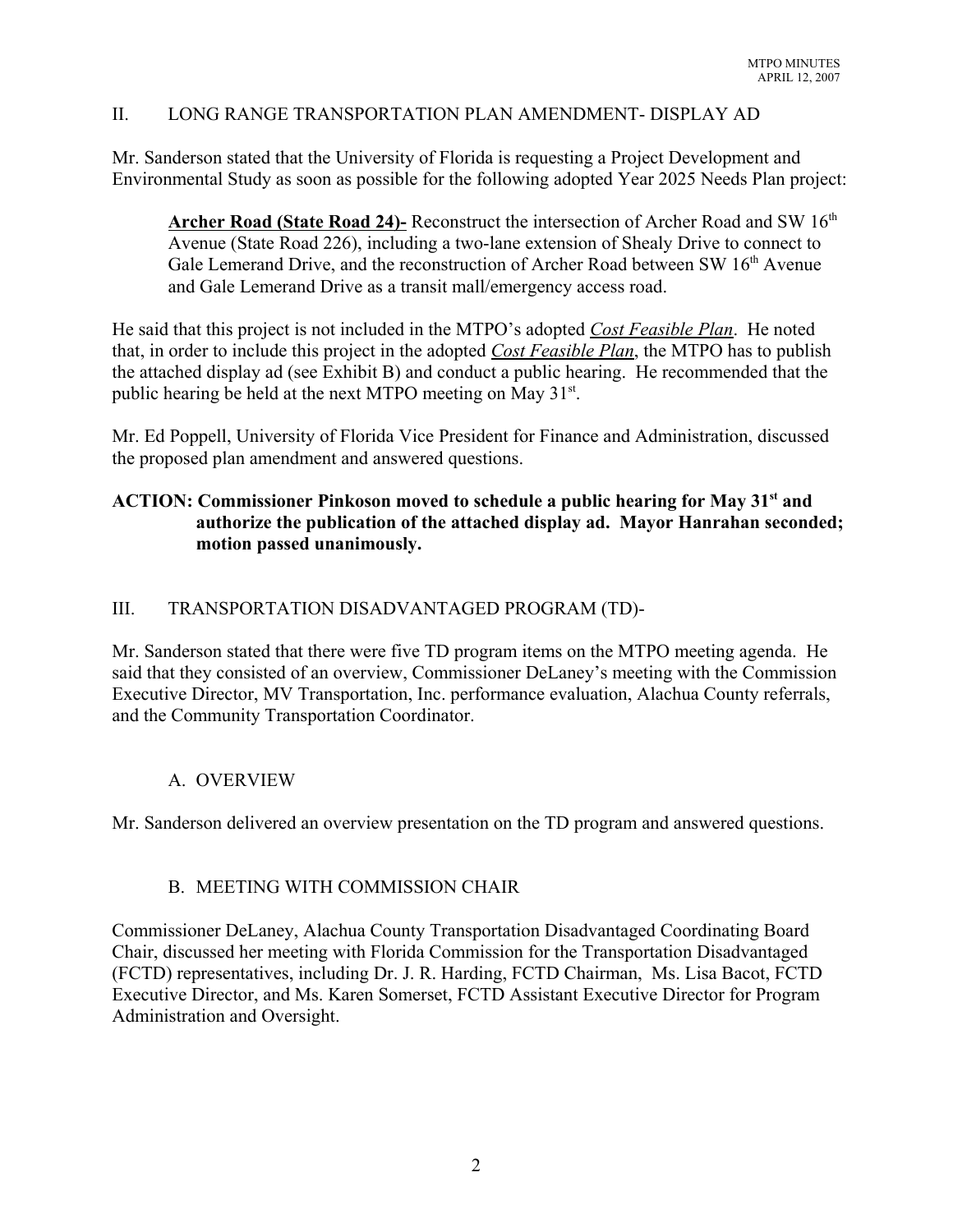## II. LONG RANGE TRANSPORTATION PLAN AMENDMENT- DISPLAY AD

Mr. Sanderson stated that the University of Florida is requesting a Project Development and Environmental Study as soon as possible for the following adopted Year 2025 Needs Plan project:

> **Archer Road (State Road 24)-** Reconstruct the intersection of Archer Road and SW 16th Avenue (State Road 226), including a two-lane extension of Shealy Drive to connect to Gale Lemerand Drive, and the reconstruction of Archer Road between SW 16th Avenue and Gale Lemerand Drive as a transit mall/emergency access road.

He said that this project is not included in the MTPO's adopted *Cost Feasible Plan*. He noted that, in order to include this project in the adopted *Cost Feasible Plan*, the MTPO has to publish the attached display ad (see Exhibit B) and conduct a public hearing. He recommended that the public hearing be held at the next MTPO meeting on May 31st.

Mr. Ed Poppell, University of Florida Vice President for Finance and Administration, discussed the proposed plan amendment and answered questions.

**ACTION: Commissioner Pinkoson moved to schedule a public hearing for May 31st and authorize the publication of the attached display ad. Mayor Hanrahan seconded; motion passed unanimously.**

## III. TRANSPORTATION DISADVANTAGED PROGRAM (TD)-

Mr. Sanderson stated that there were five TD program items on the MTPO meeting agenda. He said that they consisted of an overview, Commissioner DeLaney's meeting with the Commission Executive Director, MV Transportation, Inc. performance evaluation, Alachua County referrals, and the Community Transportation Coordinator.

### A. OVERVIEW

Mr. Sanderson delivered an overview presentation on the TD program and answered questions.

### B. MEETING WITH COMMISSION CHAIR

Commissioner DeLaney, Alachua County Transportation Disadvantaged Coordinating Board Chair, discussed her meeting with Florida Commission for the Transportation Disadvantaged (FCTD) representatives, including Dr. J. R. Harding, FCTD Chairman, Ms. Lisa Bacot, FCTD Executive Director, and Ms. Karen Somerset, FCTD Assistant Executive Director for Program Administration and Oversight.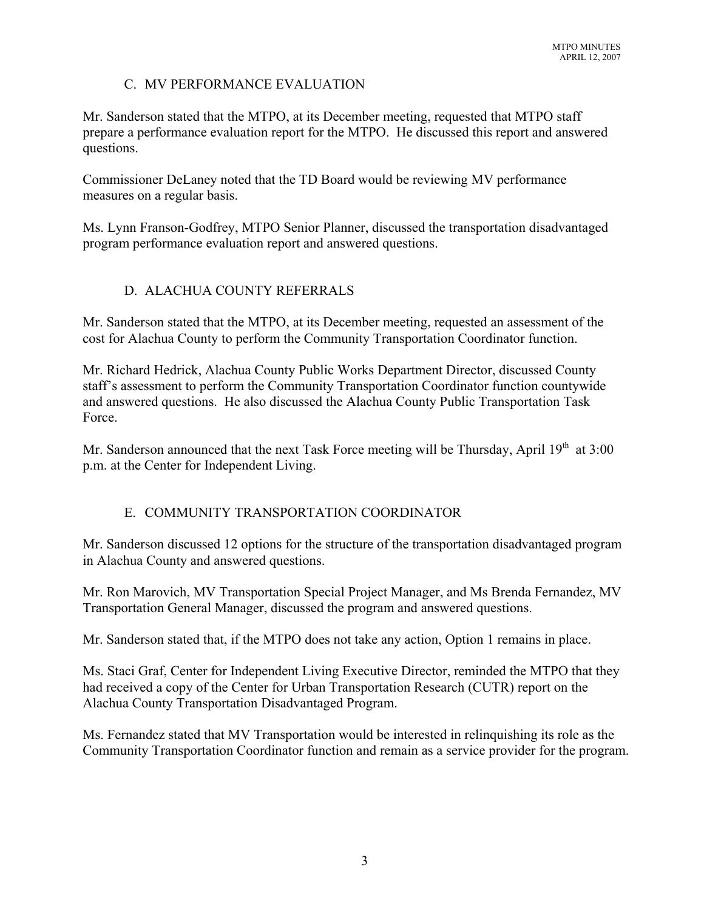## C. MV PERFORMANCE EVALUATION

Mr. Sanderson stated that the MTPO, at its December meeting, requested that MTPO staff prepare a performance evaluation report for the MTPO. He discussed this report and answered questions.

Commissioner DeLaney noted that the TD Board would be reviewing MV performance measures on a regular basis.

Ms. Lynn Franson-Godfrey, MTPO Senior Planner, discussed the transportation disadvantaged program performance evaluation report and answered questions.

## D. ALACHUA COUNTY REFERRALS

Mr. Sanderson stated that the MTPO, at its December meeting, requested an assessment of the cost for Alachua County to perform the Community Transportation Coordinator function.

Mr. Richard Hedrick, Alachua County Public Works Department Director, discussed County staff's assessment to perform the Community Transportation Coordinator function countywide and answered questions. He also discussed the Alachua County Public Transportation Task Force.

Mr. Sanderson announced that the next Task Force meeting will be Thursday, April 19th at 3:00 p.m. at the Center for Independent Living.

## E. COMMUNITY TRANSPORTATION COORDINATOR

Mr. Sanderson discussed 12 options for the structure of the transportation disadvantaged program in Alachua County and answered questions.

Mr. Ron Marovich, MV Transportation Special Project Manager, and Ms Brenda Fernandez, MV Transportation General Manager, discussed the program and answered questions.

Mr. Sanderson stated that, if the MTPO does not take any action, Option 1 remains in place.

Ms. Staci Graf, Center for Independent Living Executive Director, reminded the MTPO that they had received a copy of the Center for Urban Transportation Research (CUTR) report on the Alachua County Transportation Disadvantaged Program.

Ms. Fernandez stated that MV Transportation would be interested in relinquishing its role as the Community Transportation Coordinator function and remain as a service provider for the program.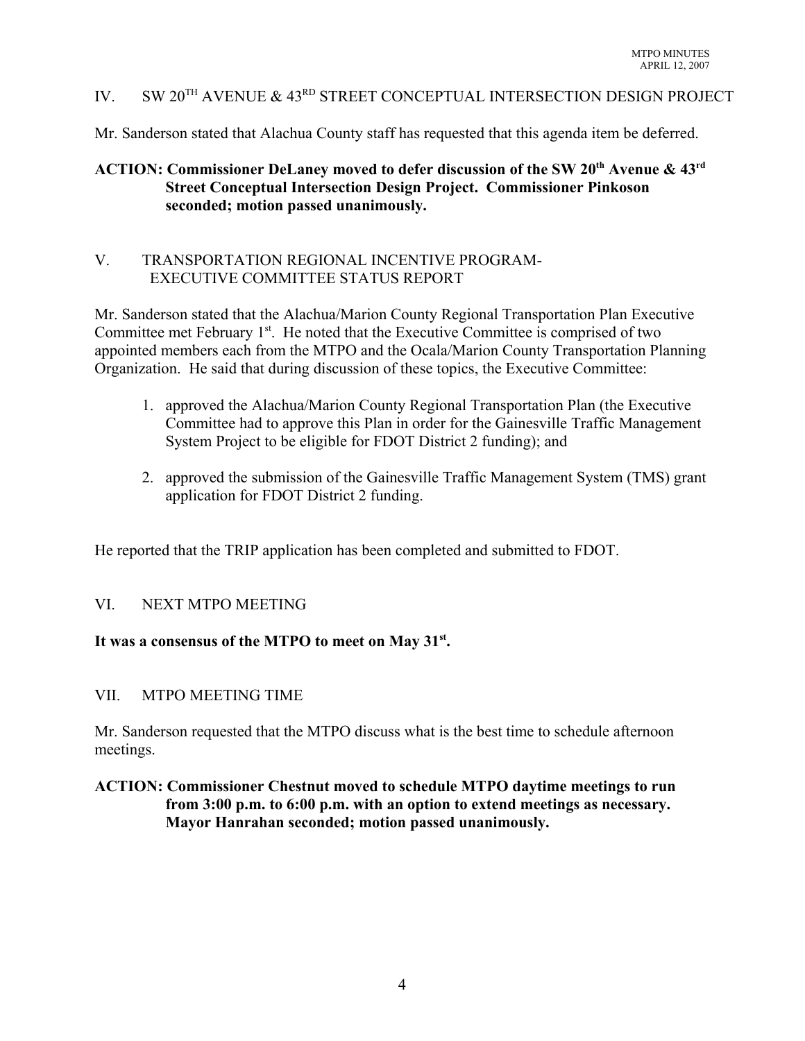## IV. SW 20TH AVENUE & 43RD STREET CONCEPTUAL INTERSECTION DESIGN PROJECT

Mr. Sanderson stated that Alachua County staff has requested that this agenda item be deferred.

**ACTION: Commissioner DeLaney moved to defer discussion of the SW 20th Avenue & 43rd Street Conceptual Intersection Design Project. Commissioner Pinkoson seconded; motion passed unanimously.**

## V. TRANSPORTATION REGIONAL INCENTIVE PROGRAM-EXECUTIVE COMMITTEE STATUS REPORT

Mr. Sanderson stated that the Alachua/Marion County Regional Transportation Plan Executive Committee met February 1st. He noted that the Executive Committee is comprised of two appointed members each from the MTPO and the Ocala/Marion County Transportation Planning Organization. He said that during discussion of these topics, the Executive Committee:

1. approved the Alachua/Marion County Regional Transportation Plan (the Executive Committee had to approve this Plan in order for the Gainesville Traffic Management System Project to be eligible for FDOT District 2 funding); and
2. approved the submission of the Gainesville Traffic Management System (TMS) grant application for FDOT District 2 funding.

He reported that the TRIP application has been completed and submitted to FDOT.

## VI. NEXT MTPO MEETING

**It was a consensus of the MTPO to meet on May 31st.**

## VII. MTPO MEETING TIME

Mr. Sanderson requested that the MTPO discuss what is the best time to schedule afternoon meetings.

**ACTION: Commissioner Chestnut moved to schedule MTPO daytime meetings to run from 3:00 p.m. to 6:00 p.m. with an option to extend meetings as necessary. Mayor Hanrahan seconded; motion passed unanimously.**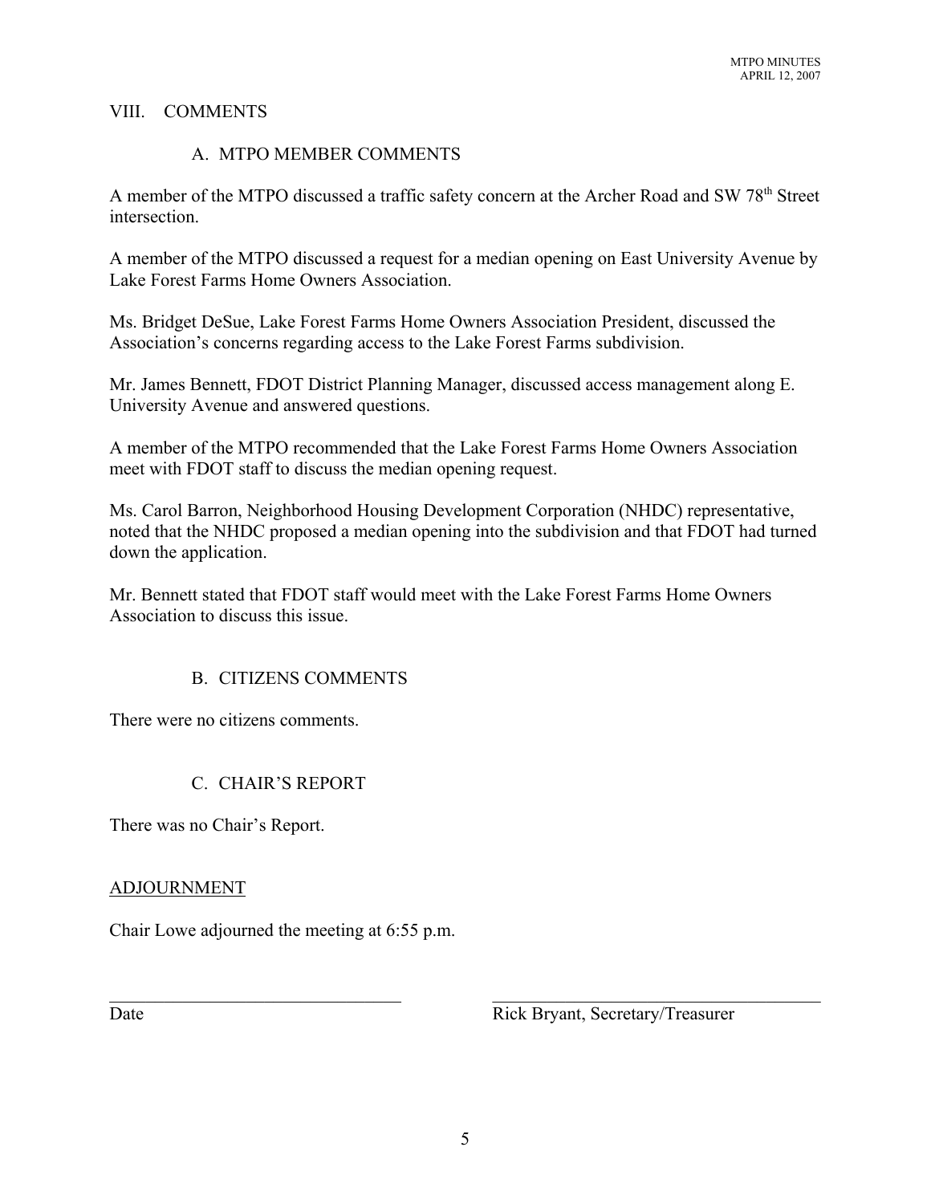## VIII. COMMENTS

### A. MTPO MEMBER COMMENTS

A member of the MTPO discussed a traffic safety concern at the Archer Road and SW 78th Street intersection.

A member of the MTPO discussed a request for a median opening on East University Avenue by Lake Forest Farms Home Owners Association.

Ms. Bridget DeSue, Lake Forest Farms Home Owners Association President, discussed the Association's concerns regarding access to the Lake Forest Farms subdivision.

Mr. James Bennett, FDOT District Planning Manager, discussed access management along E. University Avenue and answered questions.

A member of the MTPO recommended that the Lake Forest Farms Home Owners Association meet with FDOT staff to discuss the median opening request.

Ms. Carol Barron, Neighborhood Housing Development Corporation (NHDC) representative, noted that the NHDC proposed a median opening into the subdivision and that FDOT had turned down the application.

Mr. Bennett stated that FDOT staff would meet with the Lake Forest Farms Home Owners Association to discuss this issue.

### B. CITIZENS COMMENTS

There were no citizens comments.

### C. CHAIR'S REPORT

There was no Chair's Report.

## ADJOURNMENT

Chair Lowe adjourned the meeting at 6:55 p.m.

\_\_\_\_\_\_\_\_\_\_\_\_\_\_\_\_\_\_\_\_\_\_\_\_\_\_\_\_\_\_ \_\_\_\_\_\_\_\_\_\_\_\_\_\_\_\_\_\_\_\_\_\_\_\_\_\_\_\_\_\_

Date Rick Bryant, Secretary/Treasurer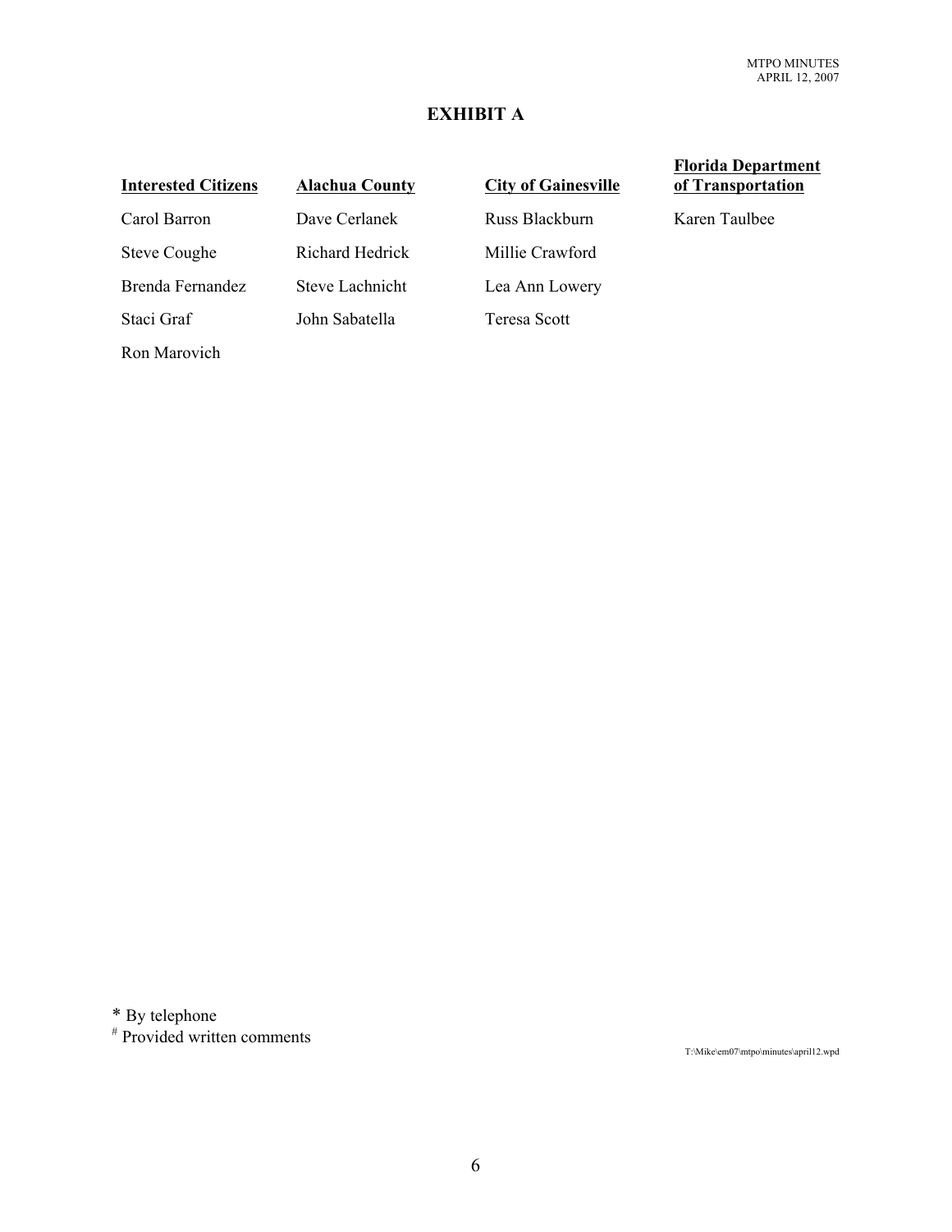# EXHIBIT A

| Interested Citizens | Alachua County | City of Gainesville | Florida Department of Transportation |
|---|---|---|---|
| Carol Barron | Dave Cerlanek | Russ Blackburn | Karen Taulbee |
| Steve Coughe | Richard Hedrick | Millie Crawford | |
| Brenda Fernandez | Steve Lachnicht | Lea Ann Lowery | |
| Staci Graf | John Sabatella | Teresa Scott | |
| Ron Marovich | | | |

\* By telephone
\# Provided written comments

T:\Mike\em07\mtpo\minutes\april12.wpd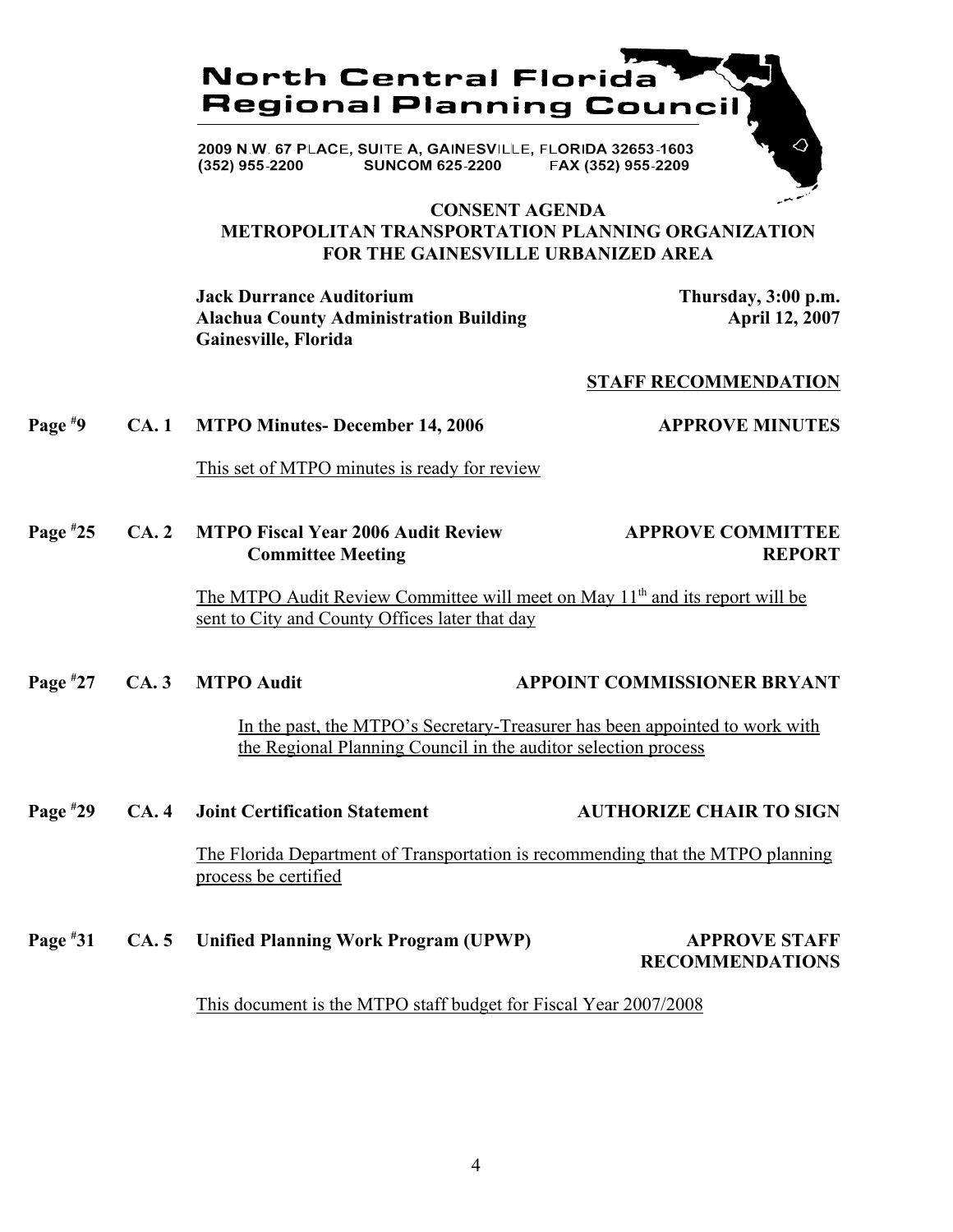# North Central Florida Regional Planning Council

2009 N.W. 67 PLACE, SUITE A, GAINESVILLE, FLORIDA 32653-1603
(352) 955-2200 SUNCOM 625-2200 FAX (352) 955-2209

## CONSENT AGENDA
## METROPOLITAN TRANSPORTATION PLANNING ORGANIZATION FOR THE GAINESVILLE URBANIZED AREA

**Jack Durrance Auditorium**
**Alachua County Administration Building**
**Gainesville, Florida**

**Thursday, 3:00 p.m.**
**April 12, 2007**

**STAFF RECOMMENDATION**

**Page #9 CA. 1 MTPO Minutes- December 14, 2006** — **APPROVE MINUTES**

This set of MTPO minutes is ready for review

**Page #25 CA. 2 MTPO Fiscal Year 2006 Audit Review Committee Meeting** — **APPROVE COMMITTEE REPORT**

The MTPO Audit Review Committee will meet on May 11th and its report will be sent to City and County Offices later that day

**Page #27 CA. 3 MTPO Audit** — **APPOINT COMMISSIONER BRYANT**

In the past, the MTPO's Secretary-Treasurer has been appointed to work with the Regional Planning Council in the auditor selection process

**Page #29 CA. 4 Joint Certification Statement** — **AUTHORIZE CHAIR TO SIGN**

The Florida Department of Transportation is recommending that the MTPO planning process be certified

**Page #31 CA. 5 Unified Planning Work Program (UPWP)** — **APPROVE STAFF RECOMMENDATIONS**

This document is the MTPO staff budget for Fiscal Year 2007/2008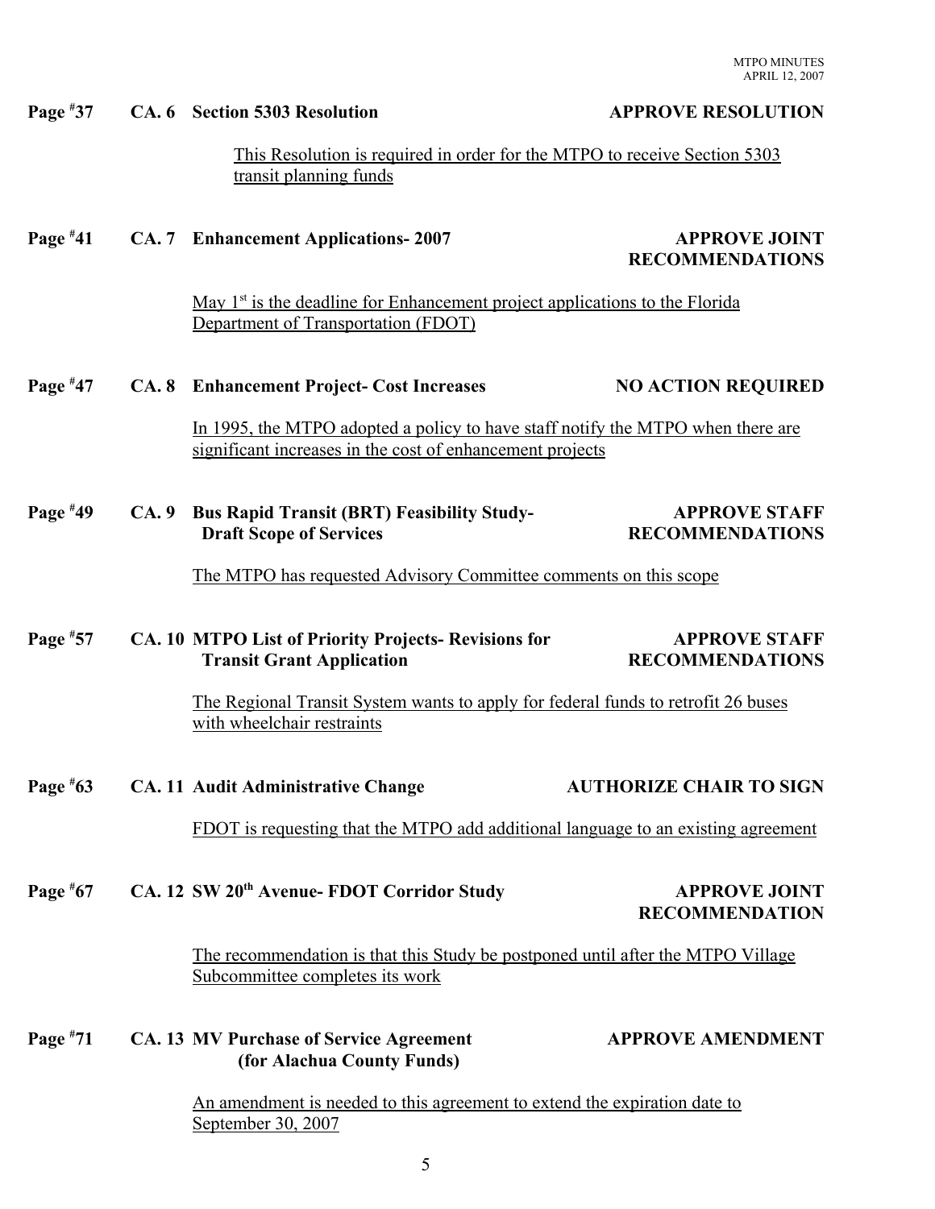**Page #37 CA. 6 Section 5303 Resolution — APPROVE RESOLUTION**

This Resolution is required in order for the MTPO to receive Section 5303 transit planning funds

**Page #41 CA. 7 Enhancement Applications- 2007 — APPROVE JOINT RECOMMENDATIONS**

May 1st is the deadline for Enhancement project applications to the Florida Department of Transportation (FDOT)

**Page #47 CA. 8 Enhancement Project- Cost Increases — NO ACTION REQUIRED**

In 1995, the MTPO adopted a policy to have staff notify the MTPO when there are significant increases in the cost of enhancement projects

**Page #49 CA. 9 Bus Rapid Transit (BRT) Feasibility Study- Draft Scope of Services — APPROVE STAFF RECOMMENDATIONS**

The MTPO has requested Advisory Committee comments on this scope

**Page #57 CA. 10 MTPO List of Priority Projects- Revisions for Transit Grant Application — APPROVE STAFF RECOMMENDATIONS**

The Regional Transit System wants to apply for federal funds to retrofit 26 buses with wheelchair restraints

**Page #63 CA. 11 Audit Administrative Change — AUTHORIZE CHAIR TO SIGN**

FDOT is requesting that the MTPO add additional language to an existing agreement

**Page #67 CA. 12 SW 20th Avenue- FDOT Corridor Study — APPROVE JOINT RECOMMENDATION**

The recommendation is that this Study be postponed until after the MTPO Village Subcommittee completes its work

**Page #71 CA. 13 MV Purchase of Service Agreement (for Alachua County Funds) — APPROVE AMENDMENT**

An amendment is needed to this agreement to extend the expiration date to September 30, 2007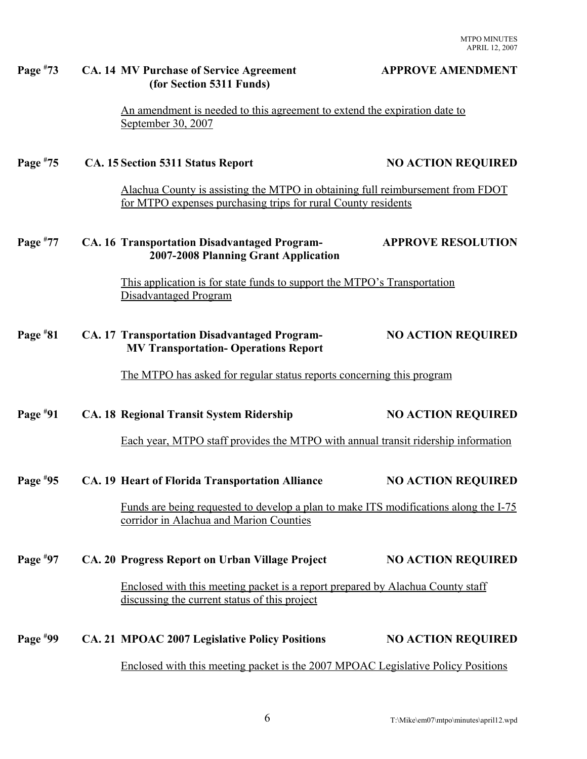**Page #73** **CA. 14 MV Purchase of Service Agreement (for Section 5311 Funds)** **APPROVE AMENDMENT**

An amendment is needed to this agreement to extend the expiration date to September 30, 2007

**Page #75** **CA. 15 Section 5311 Status Report** **NO ACTION REQUIRED**

Alachua County is assisting the MTPO in obtaining full reimbursement from FDOT for MTPO expenses purchasing trips for rural County residents

**Page #77** **CA. 16 Transportation Disadvantaged Program- 2007-2008 Planning Grant Application** **APPROVE RESOLUTION**

This application is for state funds to support the MTPO's Transportation Disadvantaged Program

**Page #81** **CA. 17 Transportation Disadvantaged Program- MV Transportation- Operations Report** **NO ACTION REQUIRED**

The MTPO has asked for regular status reports concerning this program

**Page #91** **CA. 18 Regional Transit System Ridership** **NO ACTION REQUIRED**

Each year, MTPO staff provides the MTPO with annual transit ridership information

**Page #95** **CA. 19 Heart of Florida Transportation Alliance** **NO ACTION REQUIRED**

Funds are being requested to develop a plan to make ITS modifications along the I-75 corridor in Alachua and Marion Counties

**Page #97** **CA. 20 Progress Report on Urban Village Project** **NO ACTION REQUIRED**

Enclosed with this meeting packet is a report prepared by Alachua County staff discussing the current status of this project

**Page #99** **CA. 21 MPOAC 2007 Legislative Policy Positions** **NO ACTION REQUIRED**

Enclosed with this meeting packet is the 2007 MPOAC Legislative Policy Positions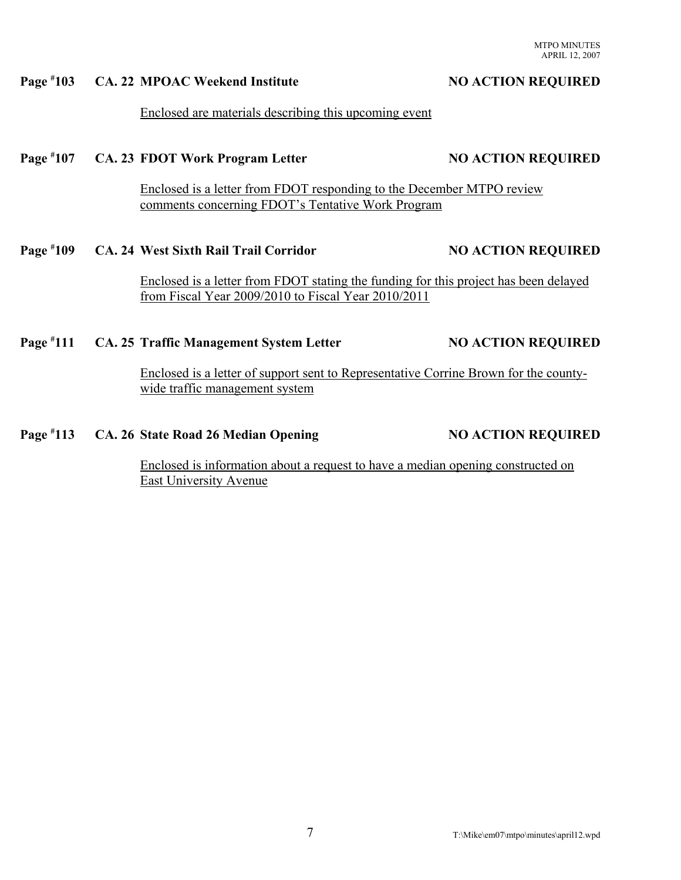**Page #103 CA. 22 MPOAC Weekend Institute NO ACTION REQUIRED**

Enclosed are materials describing this upcoming event

**Page #107 CA. 23 FDOT Work Program Letter NO ACTION REQUIRED**

Enclosed is a letter from FDOT responding to the December MTPO review comments concerning FDOT's Tentative Work Program

**Page #109 CA. 24 West Sixth Rail Trail Corridor NO ACTION REQUIRED**

Enclosed is a letter from FDOT stating the funding for this project has been delayed from Fiscal Year 2009/2010 to Fiscal Year 2010/2011

**Page #111 CA. 25 Traffic Management System Letter NO ACTION REQUIRED**

Enclosed is a letter of support sent to Representative Corrine Brown for the county-wide traffic management system

**Page #113 CA. 26 State Road 26 Median Opening NO ACTION REQUIRED**

Enclosed is information about a request to have a median opening constructed on East University Avenue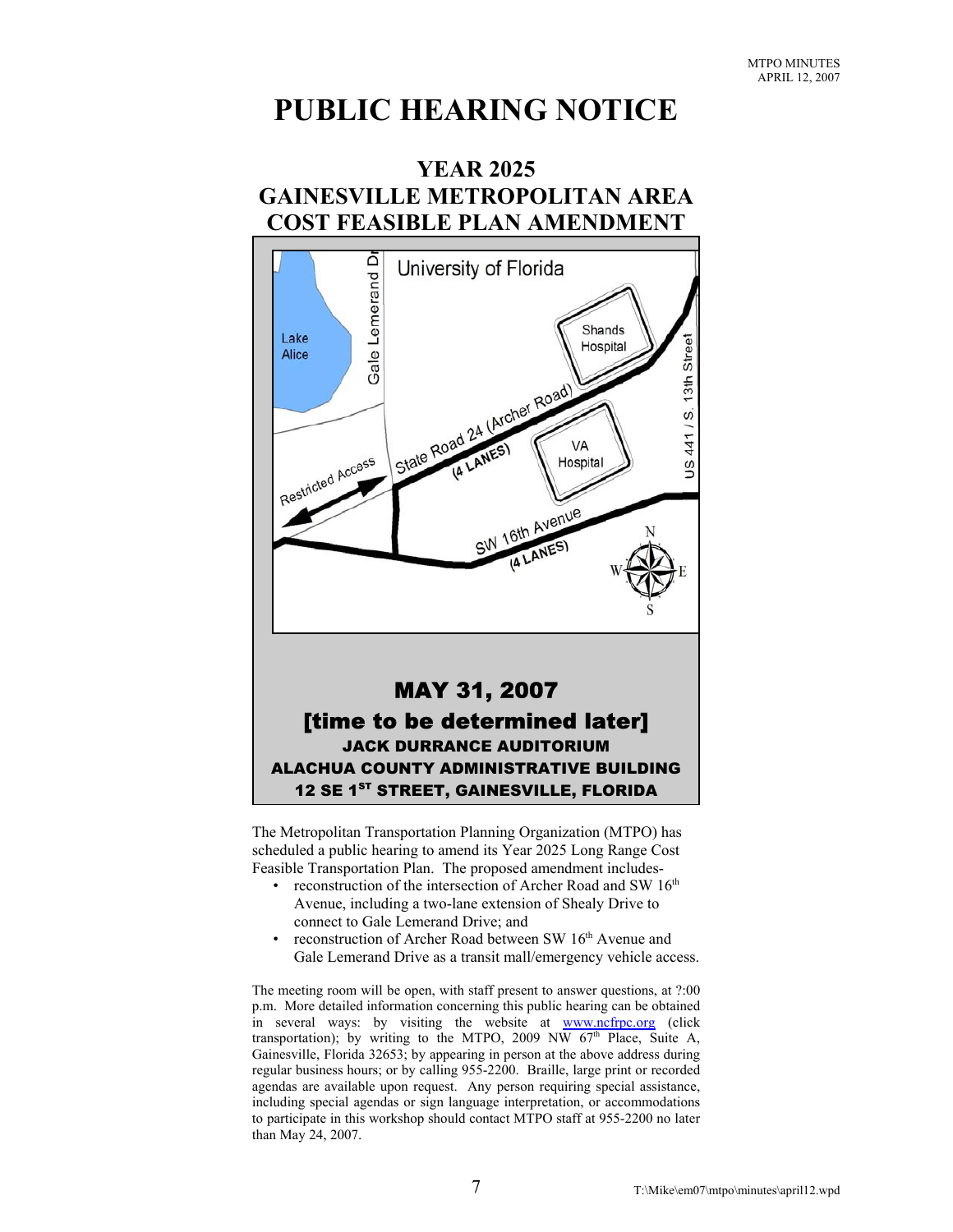# PUBLIC HEARING NOTICE

## YEAR 2025
## GAINESVILLE METROPOLITAN AREA
## COST FEASIBLE PLAN AMENDMENT

University of Florida

Lake Alice

Gale Lemerand Dr

Shands Hospital

VA Hospital

State Road 24 (Archer Road)
(4 LANES)

Restricted Access

SW 16th Avenue
(4 LANES)

US 441 / S. 13th Street

N
W E
S

**MAY 31, 2007**

**[time to be determined later]**

**JACK DURRANCE AUDITORIUM**

**ALACHUA COUNTY ADMINISTRATIVE BUILDING**

**12 SE 1ST STREET, GAINESVILLE, FLORIDA**

The Metropolitan Transportation Planning Organization (MTPO) has scheduled a public hearing to amend its Year 2025 Long Range Cost Feasible Transportation Plan. The proposed amendment includes-

- reconstruction of the intersection of Archer Road and SW 16th Avenue, including a two-lane extension of Shealy Drive to connect to Gale Lemerand Drive; and
- reconstruction of Archer Road between SW 16th Avenue and Gale Lemerand Drive as a transit mall/emergency vehicle access.

The meeting room will be open, with staff present to answer questions, at ?:00 p.m. More detailed information concerning this public hearing can be obtained in several ways: by visiting the website at www.ncfrpc.org (click transportation); by writing to the MTPO, 2009 NW 67th Place, Suite A, Gainesville, Florida 32653; by appearing in person at the above address during regular business hours; or by calling 955-2200. Braille, large print or recorded agendas are available upon request. Any person requiring special assistance, including special agendas or sign language interpretation, or accommodations to participate in this workshop should contact MTPO staff at 955-2200 no later than May 24, 2007.